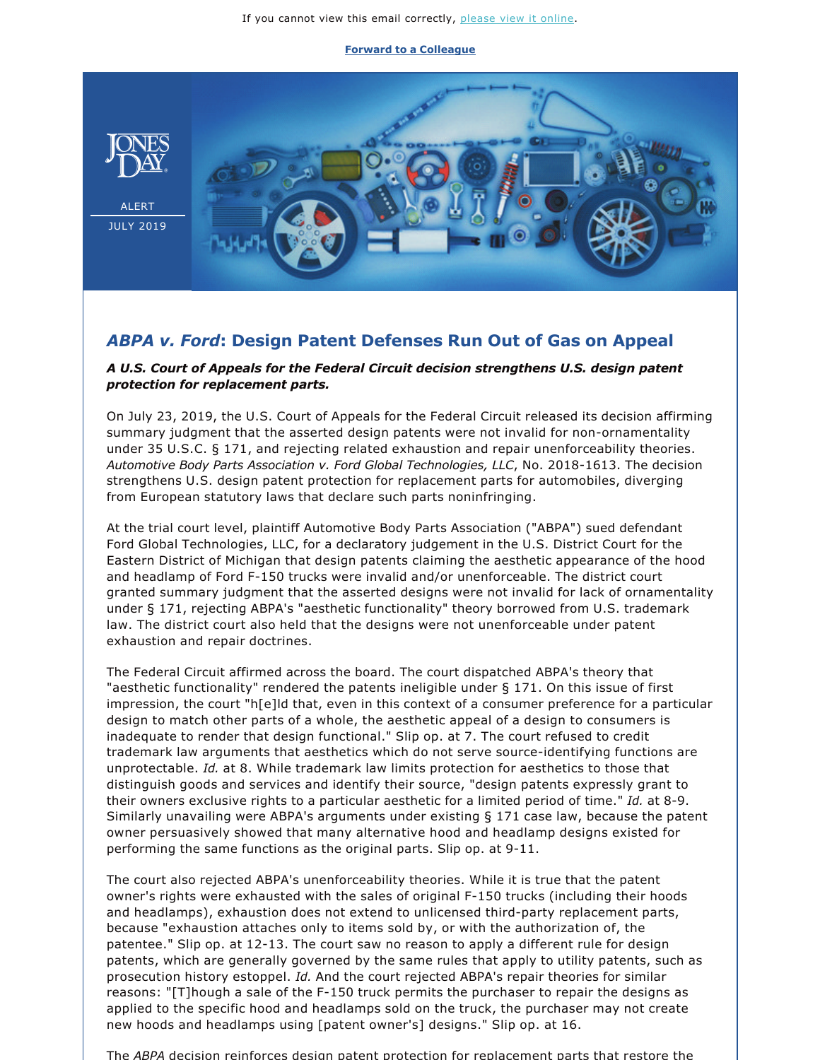If you cannot view this email correctly, please view it online.

**Forward to a Colleague**

JONES DAY

ALERT

JULY 2019

## *ABPA v. Ford*: Design Patent Defenses Run Out of Gas on Appeal

***A U.S. Court of Appeals for the Federal Circuit decision strengthens U.S. design patent protection for replacement parts.***

On July 23, 2019, the U.S. Court of Appeals for the Federal Circuit released its decision affirming summary judgment that the asserted design patents were not invalid for non-ornamentality under 35 U.S.C. § 171, and rejecting related exhaustion and repair unenforceability theories. *Automotive Body Parts Association v. Ford Global Technologies, LLC*, No. 2018-1613. The decision strengthens U.S. design patent protection for replacement parts for automobiles, diverging from European statutory laws that declare such parts noninfringing.

At the trial court level, plaintiff Automotive Body Parts Association ("ABPA") sued defendant Ford Global Technologies, LLC, for a declaratory judgement in the U.S. District Court for the Eastern District of Michigan that design patents claiming the aesthetic appearance of the hood and headlamp of Ford F-150 trucks were invalid and/or unenforceable. The district court granted summary judgment that the asserted designs were not invalid for lack of ornamentality under § 171, rejecting ABPA's "aesthetic functionality" theory borrowed from U.S. trademark law. The district court also held that the designs were not unenforceable under patent exhaustion and repair doctrines.

The Federal Circuit affirmed across the board. The court dispatched ABPA's theory that "aesthetic functionality" rendered the patents ineligible under § 171. On this issue of first impression, the court "h[e]ld that, even in this context of a consumer preference for a particular design to match other parts of a whole, the aesthetic appeal of a design to consumers is inadequate to render that design functional." Slip op. at 7. The court refused to credit trademark law arguments that aesthetics which do not serve source-identifying functions are unprotectable. *Id.* at 8. While trademark law limits protection for aesthetics to those that distinguish goods and services and identify their source, "design patents expressly grant to their owners exclusive rights to a particular aesthetic for a limited period of time." *Id.* at 8-9. Similarly unavailing were ABPA's arguments under existing § 171 case law, because the patent owner persuasively showed that many alternative hood and headlamp designs existed for performing the same functions as the original parts. Slip op. at 9-11.

The court also rejected ABPA's unenforceability theories. While it is true that the patent owner's rights were exhausted with the sales of original F-150 trucks (including their hoods and headlamps), exhaustion does not extend to unlicensed third-party replacement parts, because "exhaustion attaches only to items sold by, or with the authorization of, the patentee." Slip op. at 12-13. The court saw no reason to apply a different rule for design patents, which are generally governed by the same rules that apply to utility patents, such as prosecution history estoppel. *Id.* And the court rejected ABPA's repair theories for similar reasons: "[T]hough a sale of the F-150 truck permits the purchaser to repair the designs as applied to the specific hood and headlamps sold on the truck, the purchaser may not create new hoods and headlamps using [patent owner's] designs." Slip op. at 16.

The *ABPA* decision reinforces design patent protection for replacement parts that restore the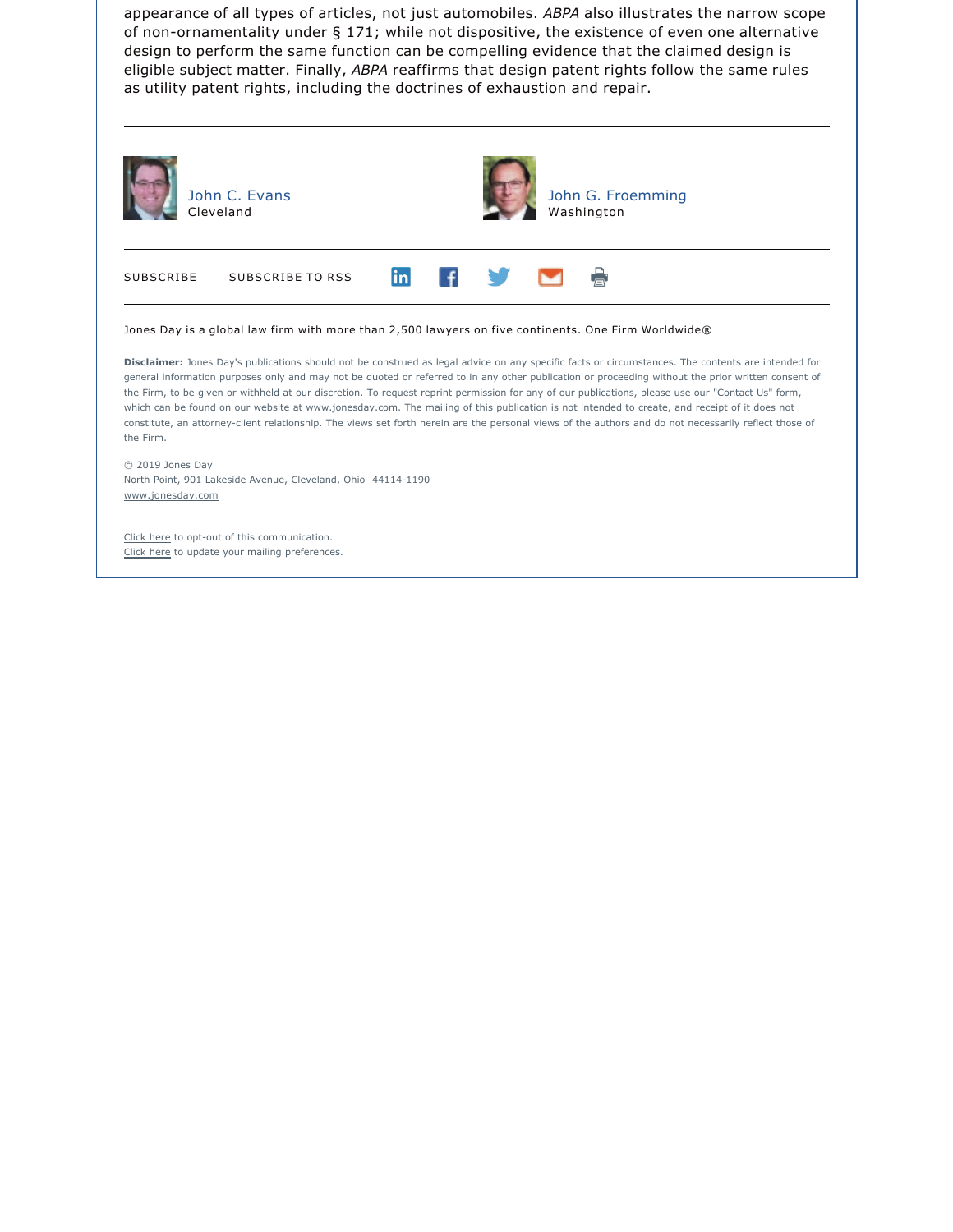appearance of all types of articles, not just automobiles. *ABPA* also illustrates the narrow scope of non-ornamentality under § 171; while not dispositive, the existence of even one alternative design to perform the same function can be compelling evidence that the claimed design is eligible subject matter. Finally, *ABPA* reaffirms that design patent rights follow the same rules as utility patent rights, including the doctrines of exhaustion and repair.

---

John C. Evans
Cleveland

John G. Froemming
Washington

---

SUBSCRIBE SUBSCRIBE TO RSS

---

Jones Day is a global law firm with more than 2,500 lawyers on five continents. One Firm Worldwide®

**Disclaimer:** Jones Day's publications should not be construed as legal advice on any specific facts or circumstances. The contents are intended for general information purposes only and may not be quoted or referred to in any other publication or proceeding without the prior written consent of the Firm, to be given or withheld at our discretion. To request reprint permission for any of our publications, please use our "Contact Us" form, which can be found on our website at www.jonesday.com. The mailing of this publication is not intended to create, and receipt of it does not constitute, an attorney-client relationship. The views set forth herein are the personal views of the authors and do not necessarily reflect those of the Firm.

© 2019 Jones Day
North Point, 901 Lakeside Avenue, Cleveland, Ohio 44114-1190
www.jonesday.com

Click here to opt-out of this communication.
Click here to update your mailing preferences.